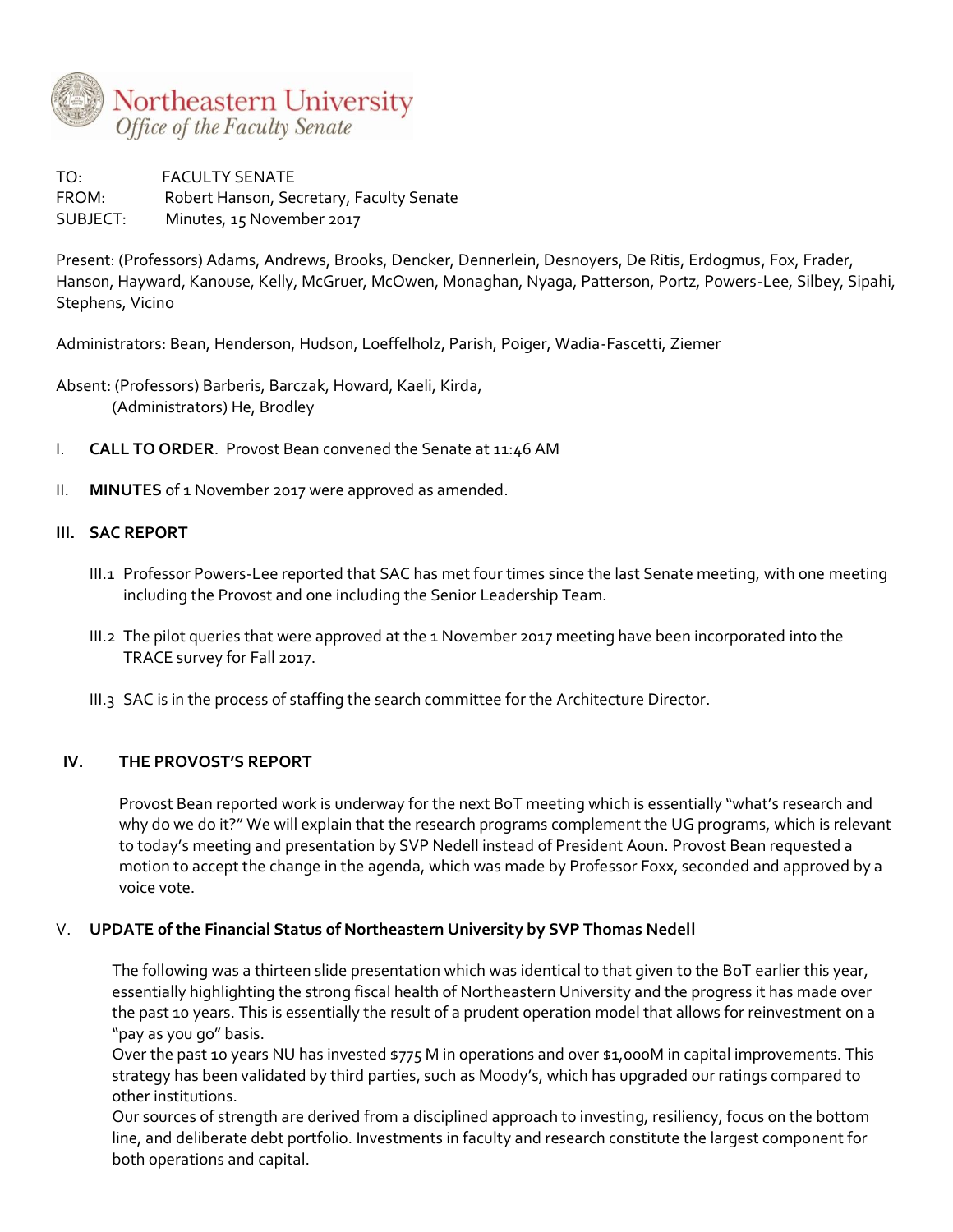Northeastern University

*Office of the Faculty Senate*

TO: FACULTY SENATE

FROM: Robert Hanson, Secretary, Faculty Senate

SUBJECT: Minutes, 15 November 2017

Present: (Professors) Adams, Andrews, Brooks, Dencker, Dennerlein, Desnoyers, De Ritis, Erdogmus, Fox, Frader, Hanson, Hayward, Kanouse, Kelly, McGruer, McOwen, Monaghan, Nyaga, Patterson, Portz, Powers-Lee, Silbey, Sipahi, Stephens, Vicino

Administrators: Bean, Henderson, Hudson, Loeffelholz, Parish, Poiger, Wadia-Fascetti, Ziemer

Absent: (Professors) Barberis, Barczak, Howard, Kaeli, Kirda,
(Administrators) He, Brodley

I. **CALL TO ORDER**. Provost Bean convened the Senate at 11:46 AM

II. **MINUTES** of 1 November 2017 were approved as amended.

## III. SAC REPORT

III.1 Professor Powers-Lee reported that SAC has met four times since the last Senate meeting, with one meeting including the Provost and one including the Senior Leadership Team.

III.2 The pilot queries that were approved at the 1 November 2017 meeting have been incorporated into the TRACE survey for Fall 2017.

III.3 SAC is in the process of staffing the search committee for the Architecture Director.

## IV. THE PROVOST'S REPORT

Provost Bean reported work is underway for the next BoT meeting which is essentially "what's research and why do we do it?" We will explain that the research programs complement the UG programs, which is relevant to today's meeting and presentation by SVP Nedell instead of President Aoun. Provost Bean requested a motion to accept the change in the agenda, which was made by Professor Foxx, seconded and approved by a voice vote.

## V. UPDATE of the Financial Status of Northeastern University by SVP Thomas Nedell

The following was a thirteen slide presentation which was identical to that given to the BoT earlier this year, essentially highlighting the strong fiscal health of Northeastern University and the progress it has made over the past 10 years. This is essentially the result of a prudent operation model that allows for reinvestment on a "pay as you go" basis.

Over the past 10 years NU has invested $775 M in operations and over $1,000M in capital improvements. This strategy has been validated by third parties, such as Moody's, which has upgraded our ratings compared to other institutions.

Our sources of strength are derived from a disciplined approach to investing, resiliency, focus on the bottom line, and deliberate debt portfolio. Investments in faculty and research constitute the largest component for both operations and capital.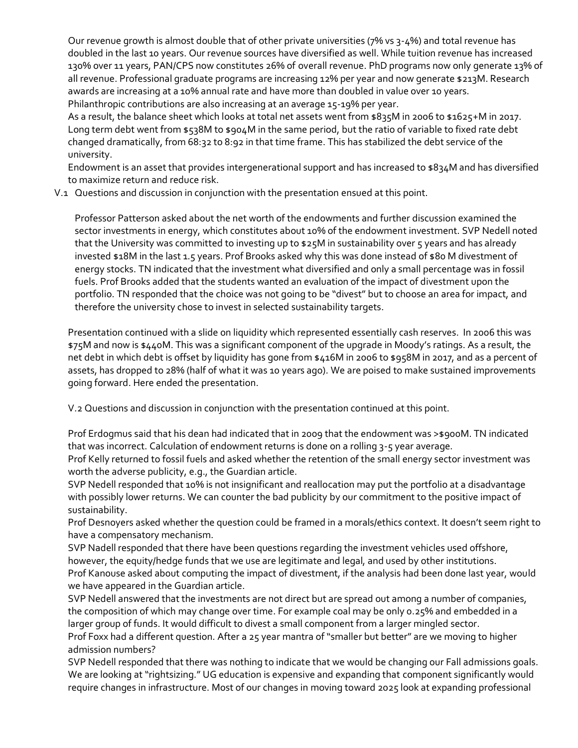Our revenue growth is almost double that of other private universities (7% vs 3-4%) and total revenue has doubled in the last 10 years. Our revenue sources have diversified as well. While tuition revenue has increased 130% over 11 years, PAN/CPS now constitutes 26% of overall revenue. PhD programs now only generate 13% of all revenue. Professional graduate programs are increasing 12% per year and now generate $213M. Research awards are increasing at a 10% annual rate and have more than doubled in value over 10 years. Philanthropic contributions are also increasing at an average 15-19% per year.

As a result, the balance sheet which looks at total net assets went from $835M in 2006 to $1625+M in 2017. Long term debt went from $538M to $904M in the same period, but the ratio of variable to fixed rate debt changed dramatically, from 68:32 to 8:92 in that time frame. This has stabilized the debt service of the university.

Endowment is an asset that provides intergenerational support and has increased to $834M and has diversified to maximize return and reduce risk.

V.1 Questions and discussion in conjunction with the presentation ensued at this point.

Professor Patterson asked about the net worth of the endowments and further discussion examined the sector investments in energy, which constitutes about 10% of the endowment investment. SVP Nedell noted that the University was committed to investing up to $25M in sustainability over 5 years and has already invested $18M in the last 1.5 years. Prof Brooks asked why this was done instead of $80 M divestment of energy stocks. TN indicated that the investment what diversified and only a small percentage was in fossil fuels. Prof Brooks added that the students wanted an evaluation of the impact of divestment upon the portfolio. TN responded that the choice was not going to be "divest" but to choose an area for impact, and therefore the university chose to invest in selected sustainability targets.

Presentation continued with a slide on liquidity which represented essentially cash reserves. In 2006 this was $75M and now is $440M. This was a significant component of the upgrade in Moody's ratings. As a result, the net debt in which debt is offset by liquidity has gone from $416M in 2006 to $958M in 2017, and as a percent of assets, has dropped to 28% (half of what it was 10 years ago). We are poised to make sustained improvements going forward. Here ended the presentation.

V.2 Questions and discussion in conjunction with the presentation continued at this point.

Prof Erdogmus said that his dean had indicated that in 2009 that the endowment was >$900M. TN indicated that was incorrect. Calculation of endowment returns is done on a rolling 3-5 year average.

Prof Kelly returned to fossil fuels and asked whether the retention of the small energy sector investment was worth the adverse publicity, e.g., the Guardian article.

SVP Nedell responded that 10% is not insignificant and reallocation may put the portfolio at a disadvantage with possibly lower returns. We can counter the bad publicity by our commitment to the positive impact of sustainability.

Prof Desnoyers asked whether the question could be framed in a morals/ethics context. It doesn't seem right to have a compensatory mechanism.

SVP Nadell responded that there have been questions regarding the investment vehicles used offshore, however, the equity/hedge funds that we use are legitimate and legal, and used by other institutions.

Prof Kanouse asked about computing the impact of divestment, if the analysis had been done last year, would we have appeared in the Guardian article.

SVP Nedell answered that the investments are not direct but are spread out among a number of companies, the composition of which may change over time. For example coal may be only 0.25% and embedded in a larger group of funds. It would difficult to divest a small component from a larger mingled sector.

Prof Foxx had a different question. After a 25 year mantra of "smaller but better" are we moving to higher admission numbers?

SVP Nedell responded that there was nothing to indicate that we would be changing our Fall admissions goals. We are looking at "rightsizing." UG education is expensive and expanding that component significantly would require changes in infrastructure. Most of our changes in moving toward 2025 look at expanding professional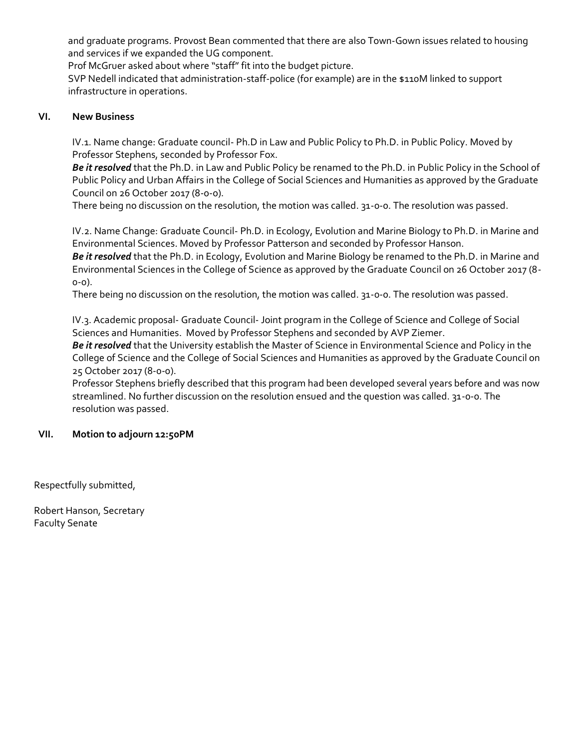and graduate programs. Provost Bean commented that there are also Town-Gown issues related to housing and services if we expanded the UG component.

Prof McGruer asked about where "staff" fit into the budget picture.

SVP Nedell indicated that administration-staff-police (for example) are in the $110M linked to support infrastructure in operations.

## VI. New Business

IV.1. Name change: Graduate council- Ph.D in Law and Public Policy to Ph.D. in Public Policy. Moved by Professor Stephens, seconded by Professor Fox.

***Be it resolved*** that the Ph.D. in Law and Public Policy be renamed to the Ph.D. in Public Policy in the School of Public Policy and Urban Affairs in the College of Social Sciences and Humanities as approved by the Graduate Council on 26 October 2017 (8-0-0).

There being no discussion on the resolution, the motion was called. 31-0-0. The resolution was passed.

IV.2. Name Change: Graduate Council- Ph.D. in Ecology, Evolution and Marine Biology to Ph.D. in Marine and Environmental Sciences. Moved by Professor Patterson and seconded by Professor Hanson.

***Be it resolved*** that the Ph.D. in Ecology, Evolution and Marine Biology be renamed to the Ph.D. in Marine and Environmental Sciences in the College of Science as approved by the Graduate Council on 26 October 2017 (8-0-0).

There being no discussion on the resolution, the motion was called. 31-0-0. The resolution was passed.

IV.3. Academic proposal- Graduate Council- Joint program in the College of Science and College of Social Sciences and Humanities. Moved by Professor Stephens and seconded by AVP Ziemer.

***Be it resolved*** that the University establish the Master of Science in Environmental Science and Policy in the College of Science and the College of Social Sciences and Humanities as approved by the Graduate Council on 25 October 2017 (8-0-0).

Professor Stephens briefly described that this program had been developed several years before and was now streamlined. No further discussion on the resolution ensued and the question was called. 31-0-0. The resolution was passed.

## VII. Motion to adjourn 12:50PM

Respectfully submitted,

Robert Hanson, Secretary
Faculty Senate